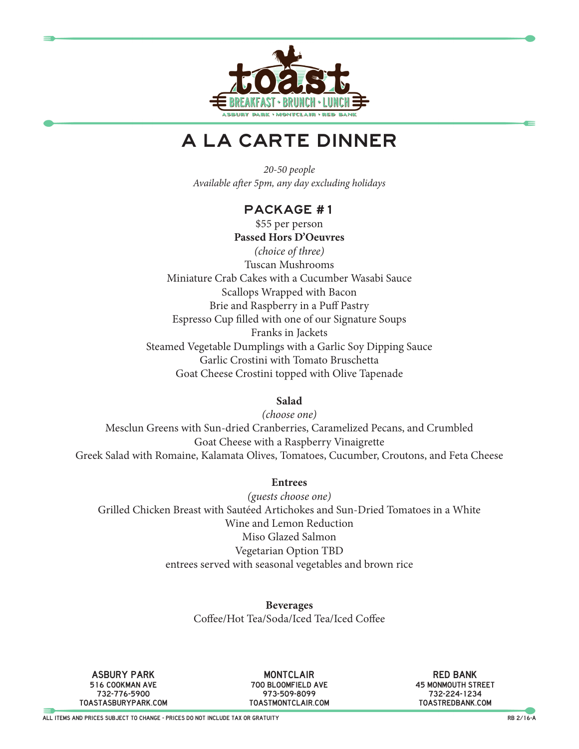# toast

BREAKFAST • BRUNCH • LUNCH

ASBURY PARK • MONTCLAIR • RED BANK

# A LA CARTE DINNER

*20-50 people*
*Available after 5pm, any day excluding holidays*

## PACKAGE #1

$55 per person

**Passed Hors D'Oeuvres**

*(choice of three)*

Tuscan Mushrooms
Miniature Crab Cakes with a Cucumber Wasabi Sauce
Scallops Wrapped with Bacon
Brie and Raspberry in a Puff Pastry
Espresso Cup filled with one of our Signature Soups
Franks in Jackets
Steamed Vegetable Dumplings with a Garlic Soy Dipping Sauce
Garlic Crostini with Tomato Bruschetta
Goat Cheese Crostini topped with Olive Tapenade

**Salad**

*(choose one)*

Mesclun Greens with Sun-dried Cranberries, Caramelized Pecans, and Crumbled Goat Cheese with a Raspberry Vinaigrette
Greek Salad with Romaine, Kalamata Olives, Tomatoes, Cucumber, Croutons, and Feta Cheese

**Entrees**

*(guests choose one)*

Grilled Chicken Breast with Sautéed Artichokes and Sun-Dried Tomatoes in a White Wine and Lemon Reduction
Miso Glazed Salmon
Vegetarian Option TBD
entrees served with seasonal vegetables and brown rice

**Beverages**

Coffee/Hot Tea/Soda/Iced Tea/Iced Coffee

**ASBURY PARK**
516 COOKMAN AVE
732-776-5900
TOASTASBURYPARK.COM

**MONTCLAIR**
700 BLOOMFIELD AVE
973-509-8099
TOASTMONTCLAIR.COM

**RED BANK**
45 MONMOUTH STREET
732-224-1234
TOASTREDBANK.COM

ALL ITEMS AND PRICES SUBJECT TO CHANGE - PRICES DO NOT INCLUDE TAX OR GRATUITY

RB 2/16-A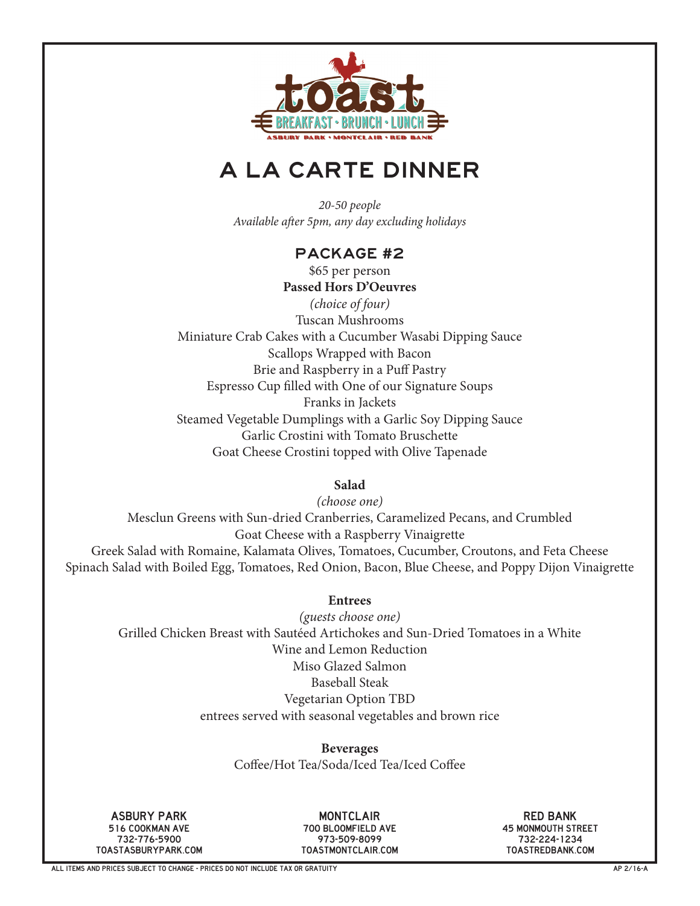toast
BREAKFAST • BRUNCH • LUNCH
ASBURY PARK • MONTCLAIR • RED BANK

# A LA CARTE DINNER

*20-50 people*
*Available after 5pm, any day excluding holidays*

## PACKAGE #2

$65 per person

**Passed Hors D'Oeuvres**

*(choice of four)*

Tuscan Mushrooms
Miniature Crab Cakes with a Cucumber Wasabi Dipping Sauce
Scallops Wrapped with Bacon
Brie and Raspberry in a Puff Pastry
Espresso Cup filled with One of our Signature Soups
Franks in Jackets
Steamed Vegetable Dumplings with a Garlic Soy Dipping Sauce
Garlic Crostini with Tomato Bruschette
Goat Cheese Crostini topped with Olive Tapenade

**Salad**

*(choose one)*

Mesclun Greens with Sun-dried Cranberries, Caramelized Pecans, and Crumbled Goat Cheese with a Raspberry Vinaigrette
Greek Salad with Romaine, Kalamata Olives, Tomatoes, Cucumber, Croutons, and Feta Cheese
Spinach Salad with Boiled Egg, Tomatoes, Red Onion, Bacon, Blue Cheese, and Poppy Dijon Vinaigrette

**Entrees**

*(guests choose one)*

Grilled Chicken Breast with Sautéed Artichokes and Sun-Dried Tomatoes in a White Wine and Lemon Reduction
Miso Glazed Salmon
Baseball Steak
Vegetarian Option TBD
entrees served with seasonal vegetables and brown rice

**Beverages**

Coffee/Hot Tea/Soda/Iced Tea/Iced Coffee

**ASBURY PARK**
516 COOKMAN AVE
732-776-5900
TOASTASBURYPARK.COM

**MONTCLAIR**
700 BLOOMFIELD AVE
973-509-8099
TOASTMONTCLAIR.COM

**RED BANK**
45 MONMOUTH STREET
732-224-1234
TOASTREDBANK.COM

ALL ITEMS AND PRICES SUBJECT TO CHANGE - PRICES DO NOT INCLUDE TAX OR GRATUITY

AP 2/16-A